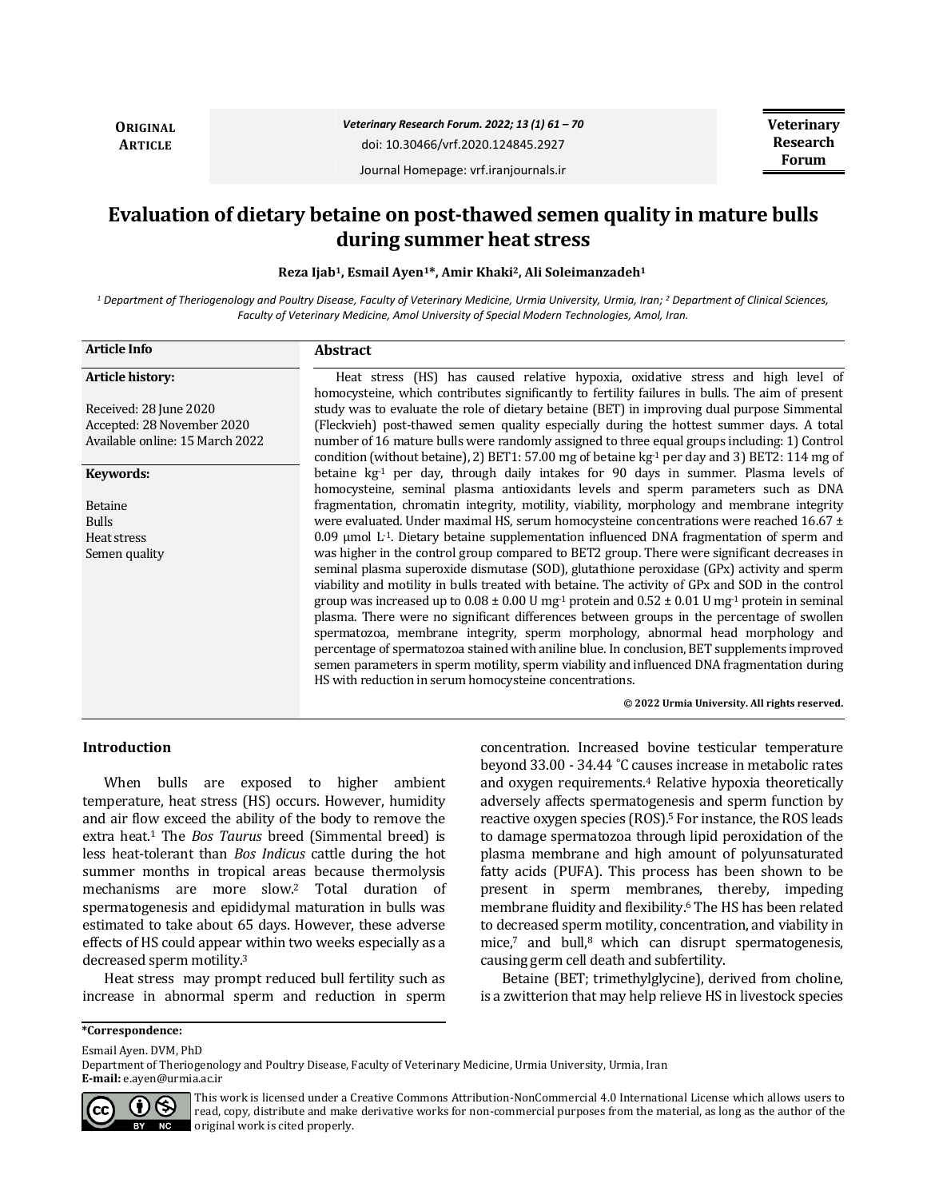**ORIGINAL ARTICLE**

# Evaluation of dietary betaine on post-thawed semen quality in mature bulls during summer heat stress

**Reza Ijab[1], Esmail Ayen[1]*, Amir Khaki[2], Ali Soleimanzadeh[1]**

[1] *Department of Theriogenology and Poultry Disease, Faculty of Veterinary Medicine, Urmia University, Urmia, Iran;* [2] *Department of Clinical Sciences, Faculty of Veterinary Medicine, Amol University of Special Modern Technologies, Amol, Iran.*

**Article Info**

**Article history:**

Received: 28 June 2020
Accepted: 28 November 2020
Available online: 15 March 2022

**Keywords:**

Betaine
Bulls
Heat stress
Semen quality

## Abstract

Heat stress (HS) has caused relative hypoxia, oxidative stress and high level of homocysteine, which contributes significantly to fertility failures in bulls. The aim of present study was to evaluate the role of dietary betaine (BET) in improving dual purpose Simmental (Fleckvieh) post-thawed semen quality especially during the hottest summer days. A total number of 16 mature bulls were randomly assigned to three equal groups including: 1) Control condition (without betaine), 2) BET1: 57.00 mg of betaine $kg^{-1}$ per day and 3) BET2: 114 mg of betaine $kg^{-1}$ per day, through daily intakes for 90 days in summer. Plasma levels of homocysteine, seminal plasma antioxidants levels and sperm parameters such as DNA fragmentation, chromatin integrity, motility, viability, morphology and membrane integrity were evaluated. Under maximal HS, serum homocysteine concentrations were reached 16.67 ± 0.09 µmol $L^{-1}$. Dietary betaine supplementation influenced DNA fragmentation of sperm and was higher in the control group compared to BET2 group. There were significant decreases in seminal plasma superoxide dismutase (SOD), glutathione peroxidase (GPx) activity and sperm viability and motility in bulls treated with betaine. The activity of GPx and SOD in the control group was increased up to 0.08 ± 0.00 U $mg^{-1}$ protein and 0.52 ± 0.01 U $mg^{-1}$ protein in seminal plasma. There were no significant differences between groups in the percentage of swollen spermatozoa, membrane integrity, sperm morphology, abnormal head morphology and percentage of spermatozoa stained with aniline blue. In conclusion, BET supplements improved semen parameters in sperm motility, sperm viability and influenced DNA fragmentation during HS with reduction in serum homocysteine concentrations.

**© 2022 Urmia University. All rights reserved.**

## Introduction

When bulls are exposed to higher ambient temperature, heat stress (HS) occurs. However, humidity and air flow exceed the ability of the body to remove the extra heat.[1] The *Bos Taurus* breed (Simmental breed) is less heat-tolerant than *Bos Indicus* cattle during the hot summer months in tropical areas because thermolysis mechanisms are more slow.[2] Total duration of spermatogenesis and epididymal maturation in bulls was estimated to take about 65 days. However, these adverse effects of HS could appear within two weeks especially as a decreased sperm motility.[3]

Heat stress may prompt reduced bull fertility such as increase in abnormal sperm and reduction in sperm concentration. Increased bovine testicular temperature beyond 33.00 - 34.44 ˚C causes increase in metabolic rates and oxygen requirements.[4] Relative hypoxia theoretically adversely affects spermatogenesis and sperm function by reactive oxygen species (ROS).[5] For instance, the ROS leads to damage spermatozoa through lipid peroxidation of the plasma membrane and high amount of polyunsaturated fatty acids (PUFA). This process has been shown to be present in sperm membranes, thereby, impeding membrane fluidity and flexibility.[6] The HS has been related to decreased sperm motility, concentration, and viability in mice,[7] and bull,[8] which can disrupt spermatogenesis, causing germ cell death and subfertility.

Betaine (BET; trimethylglycine), derived from choline, is a zwitterion that may help relieve HS in livestock species

**\*Correspondence:**

Esmail Ayen. DVM, PhD
Department of Theriogenology and Poultry Disease, Faculty of Veterinary Medicine, Urmia University, Urmia, Iran
**E-mail:** e.ayen@urmia.ac.ir

This work is licensed under a Creative Commons Attribution-NonCommercial 4.0 International License which allows users to read, copy, distribute and make derivative works for non-commercial purposes from the material, as long as the author of the original work is cited properly.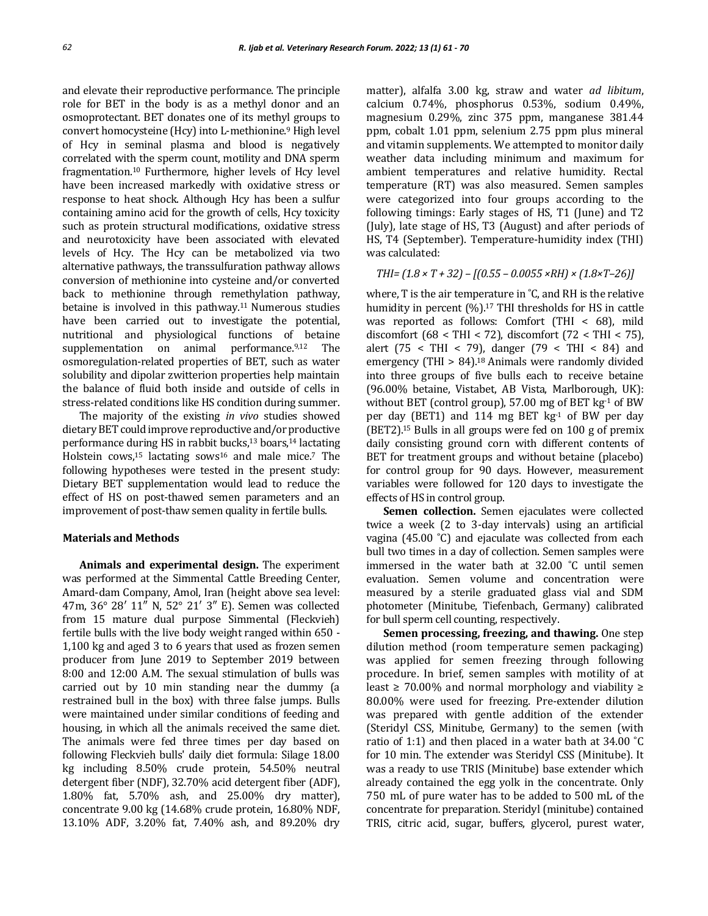and elevate their reproductive performance. The principle role for BET in the body is as a methyl donor and an osmoprotectant. BET donates one of its methyl groups to convert homocysteine (Hcy) into L-methionine.[9] High level of Hcy in seminal plasma and blood is negatively correlated with the sperm count, motility and DNA sperm fragmentation.[10] Furthermore, higher levels of Hcy level have been increased markedly with oxidative stress or response to heat shock. Although Hcy has been a sulfur containing amino acid for the growth of cells, Hcy toxicity such as protein structural modifications, oxidative stress and neurotoxicity have been associated with elevated levels of Hcy. The Hcy can be metabolized via two alternative pathways, the transsulfuration pathway allows conversion of methionine into cysteine and/or converted back to methionine through remethylation pathway, betaine is involved in this pathway.[11] Numerous studies have been carried out to investigate the potential, nutritional and physiological functions of betaine supplementation on animal performance.[9,12] The osmoregulation-related properties of BET, such as water solubility and dipolar zwitterion properties help maintain the balance of fluid both inside and outside of cells in stress-related conditions like HS condition during summer.

The majority of the existing *in vivo* studies showed dietary BET could improve reproductive and/or productive performance during HS in rabbit bucks,[13] boars,[14] lactating Holstein cows,[15] lactating sows[16] and male mice.[7] The following hypotheses were tested in the present study: Dietary BET supplementation would lead to reduce the effect of HS on post-thawed semen parameters and an improvement of post-thaw semen quality in fertile bulls.

## Materials and Methods

**Animals and experimental design.** The experiment was performed at the Simmental Cattle Breeding Center, Amard-dam Company, Amol, Iran (height above sea level: 47m, 36° 28′ 11″ N, 52° 21′ 3″ E). Semen was collected from 15 mature dual purpose Simmental (Fleckvieh) fertile bulls with the live body weight ranged within 650 - 1,100 kg and aged 3 to 6 years that used as frozen semen producer from June 2019 to September 2019 between 8:00 and 12:00 A.M. The sexual stimulation of bulls was carried out by 10 min standing near the dummy (a restrained bull in the box) with three false jumps. Bulls were maintained under similar conditions of feeding and housing, in which all the animals received the same diet. The animals were fed three times per day based on following Fleckvieh bulls' daily diet formula: Silage 18.00 kg including 8.50% crude protein, 54.50% neutral detergent fiber (NDF), 32.70% acid detergent fiber (ADF), 1.80% fat, 5.70% ash, and 25.00% dry matter), concentrate 9.00 kg (14.68% crude protein, 16.80% NDF, 13.10% ADF, 3.20% fat, 7.40% ash, and 89.20% dry matter), alfalfa 3.00 kg, straw and water *ad libitum*, calcium 0.74%, phosphorus 0.53%, sodium 0.49%, magnesium 0.29%, zinc 375 ppm, manganese 381.44 ppm, cobalt 1.01 ppm, selenium 2.75 ppm plus mineral and vitamin supplements. We attempted to monitor daily weather data including minimum and maximum for ambient temperatures and relative humidity. Rectal temperature (RT) was also measured. Semen samples were categorized into four groups according to the following timings: Early stages of HS, T1 (June) and T2 (July), late stage of HS, T3 (August) and after periods of HS, T4 (September). Temperature-humidity index (THI) was calculated:

$$THI= (1.8 \times T + 32) - [(0.55 - 0.0055 \times RH) \times (1.8 \times T - 26)]$$

where, T is the air temperature in ˚C, and RH is the relative humidity in percent (%).[17] THI thresholds for HS in cattle was reported as follows: Comfort (THI < 68), mild discomfort (68 < THI < 72), discomfort (72 < THI < 75), alert (75 < THI < 79), danger (79 < THI < 84) and emergency (THI > 84).[18] Animals were randomly divided into three groups of five bulls each to receive betaine (96.00% betaine, Vistabet, AB Vista, Marlborough, UK): without BET (control group), 57.00 mg of BET $kg^{-1}$ of BW per day (BET1) and 114 mg BET $kg^{-1}$ of BW per day (BET2).[15] Bulls in all groups were fed on 100 g of premix daily consisting ground corn with different contents of BET for treatment groups and without betaine (placebo) for control group for 90 days. However, measurement variables were followed for 120 days to investigate the effects of HS in control group.

**Semen collection.** Semen ejaculates were collected twice a week (2 to 3-day intervals) using an artificial vagina (45.00 ˚C) and ejaculate was collected from each bull two times in a day of collection. Semen samples were immersed in the water bath at 32.00 ˚C until semen evaluation. Semen volume and concentration were measured by a sterile graduated glass vial and SDM photometer (Minitube, Tiefenbach, Germany) calibrated for bull sperm cell counting, respectively.

**Semen processing, freezing, and thawing.** One step dilution method (room temperature semen packaging) was applied for semen freezing through following procedure. In brief, semen samples with motility of at least ≥ 70.00% and normal morphology and viability ≥ 80.00% were used for freezing. Pre-extender dilution was prepared with gentle addition of the extender (Steridyl CSS, Minitube, Germany) to the semen (with ratio of 1:1) and then placed in a water bath at 34.00 ˚C for 10 min. The extender was Steridyl CSS (Minitube). It was a ready to use TRIS (Minitube) base extender which already contained the egg yolk in the concentrate. Only 750 mL of pure water has to be added to 500 mL of the concentrate for preparation. Steridyl (minitube) contained TRIS, citric acid, sugar, buffers, glycerol, purest water,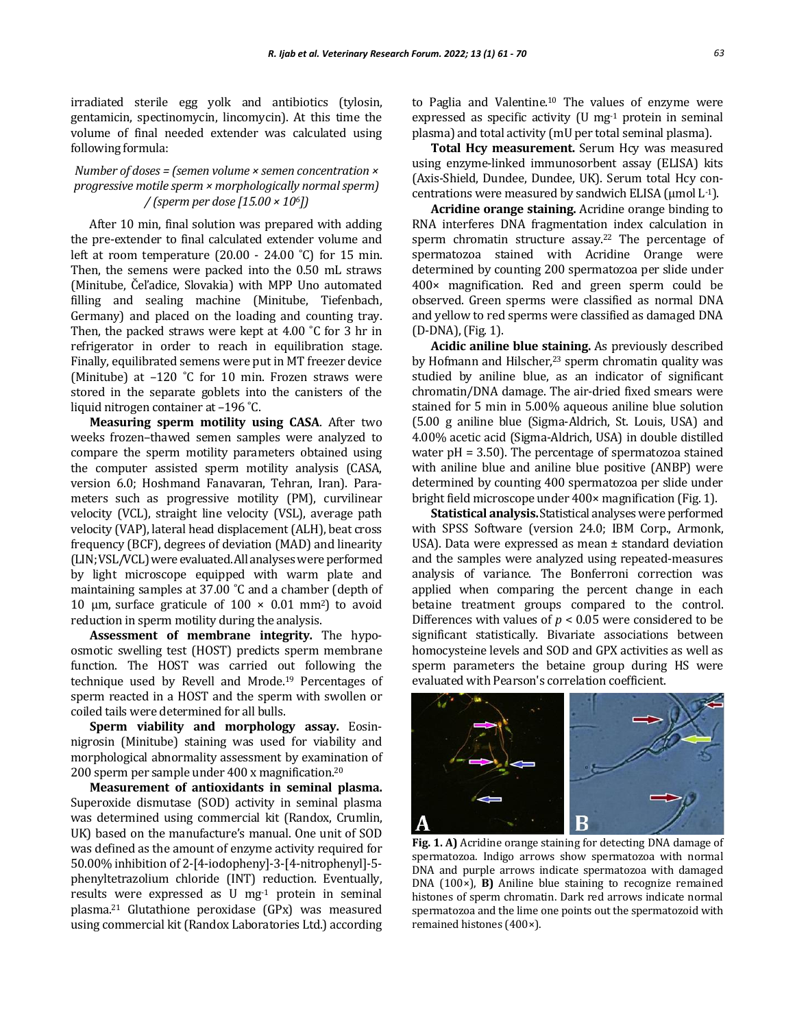irradiated sterile egg yolk and antibiotics (tylosin, gentamicin, spectinomycin, lincomycin). At this time the volume of final needed extender was calculated using following formula:

*Number of doses = (semen volume × semen concentration × progressive motile sperm × morphologically normal sperm) / (sperm per dose [15.00 × $10^6$])*

After 10 min, final solution was prepared with adding the pre-extender to final calculated extender volume and left at room temperature (20.00 - 24.00 ˚C) for 15 min. Then, the semens were packed into the 0.50 mL straws (Minitube, Čeľadice, Slovakia) with MPP Uno automated filling and sealing machine (Minitube, Tiefenbach, Germany) and placed on the loading and counting tray. Then, the packed straws were kept at 4.00 ˚C for 3 hr in refrigerator in order to reach in equilibration stage. Finally, equilibrated semens were put in MT freezer device (Minitube) at –120 ˚C for 10 min. Frozen straws were stored in the separate goblets into the canisters of the liquid nitrogen container at –196 ˚C.

**Measuring sperm motility using CASA**. After two weeks frozen–thawed semen samples were analyzed to compare the sperm motility parameters obtained using the computer assisted sperm motility analysis (CASA, version 6.0; Hoshmand Fanavaran, Tehran, Iran). Parameters such as progressive motility (PM), curvilinear velocity (VCL), straight line velocity (VSL), average path velocity (VAP), lateral head displacement (ALH), beat cross frequency (BCF), degrees of deviation (MAD) and linearity (LIN; VSL/VCL) were evaluated. All analyses were performed by light microscope equipped with warm plate and maintaining samples at 37.00 ˚C and a chamber (depth of 10 µm, surface graticule of 100 × 0.01 $mm^2$) to avoid reduction in sperm motility during the analysis.

**Assessment of membrane integrity.** The hypo-osmotic swelling test (HOST) predicts sperm membrane function. The HOST was carried out following the technique used by Revell and Mrode.[19] Percentages of sperm reacted in a HOST and the sperm with swollen or coiled tails were determined for all bulls.

**Sperm viability and morphology assay.** Eosin-nigrosin (Minitube) staining was used for viability and morphological abnormality assessment by examination of 200 sperm per sample under 400 x magnification.[20]

**Measurement of antioxidants in seminal plasma.** Superoxide dismutase (SOD) activity in seminal plasma was determined using commercial kit (Randox, Crumlin, UK) based on the manufacture's manual. One unit of SOD was defined as the amount of enzyme activity required for 50.00% inhibition of 2-[4-iodopheny]-3-[4-nitrophenyl]-5-phenyltetrazolium chloride (INT) reduction. Eventually, results were expressed as U $mg^{-1}$ protein in seminal plasma.[21] Glutathione peroxidase (GPx) was measured using commercial kit (Randox Laboratories Ltd.) according to Paglia and Valentine.[10] The values of enzyme were expressed as specific activity (U $mg^{-1}$ protein in seminal plasma) and total activity (mU per total seminal plasma).

**Total Hcy measurement.** Serum Hcy was measured using enzyme-linked immunosorbent assay (ELISA) kits (Axis-Shield, Dundee, Dundee, UK). Serum total Hcy concentrations were measured by sandwich ELISA (µmol $L^{-1}$).

**Acridine orange staining.** Acridine orange binding to RNA interferes DNA fragmentation index calculation in sperm chromatin structure assay.[22] The percentage of spermatozoa stained with Acridine Orange were determined by counting 200 spermatozoa per slide under 400× magnification. Red and green sperm could be observed. Green sperms were classified as normal DNA and yellow to red sperms were classified as damaged DNA (D-DNA), (Fig. 1).

**Acidic aniline blue staining.** As previously described by Hofmann and Hilscher,[23] sperm chromatin quality was studied by aniline blue, as an indicator of significant chromatin/DNA damage. The air-dried fixed smears were stained for 5 min in 5.00% aqueous aniline blue solution (5.00 g aniline blue (Sigma-Aldrich, St. Louis, USA) and 4.00% acetic acid (Sigma-Aldrich, USA) in double distilled water pH = 3.50). The percentage of spermatozoa stained with aniline blue and aniline blue positive (ANBP) were determined by counting 400 spermatozoa per slide under bright field microscope under 400× magnification (Fig. 1).

**Statistical analysis.** Statistical analyses were performed with SPSS Software (version 24.0; IBM Corp., Armonk, USA). Data were expressed as mean ± standard deviation and the samples were analyzed using repeated-measures analysis of variance. The Bonferroni correction was applied when comparing the percent change in each betaine treatment groups compared to the control. Differences with values of $p < 0.05$ were considered to be significant statistically. Bivariate associations between homocysteine levels and SOD and GPX activities as well as sperm parameters the betaine group during HS were evaluated with Pearson's correlation coefficient.

**Fig. 1. A)** Acridine orange staining for detecting DNA damage of spermatozoa. Indigo arrows show spermatozoa with normal DNA and purple arrows indicate spermatozoa with damaged DNA (100×), **B)** Aniline blue staining to recognize remained histones of sperm chromatin. Dark red arrows indicate normal spermatozoa and the lime one points out the spermatozoid with remained histones (400×).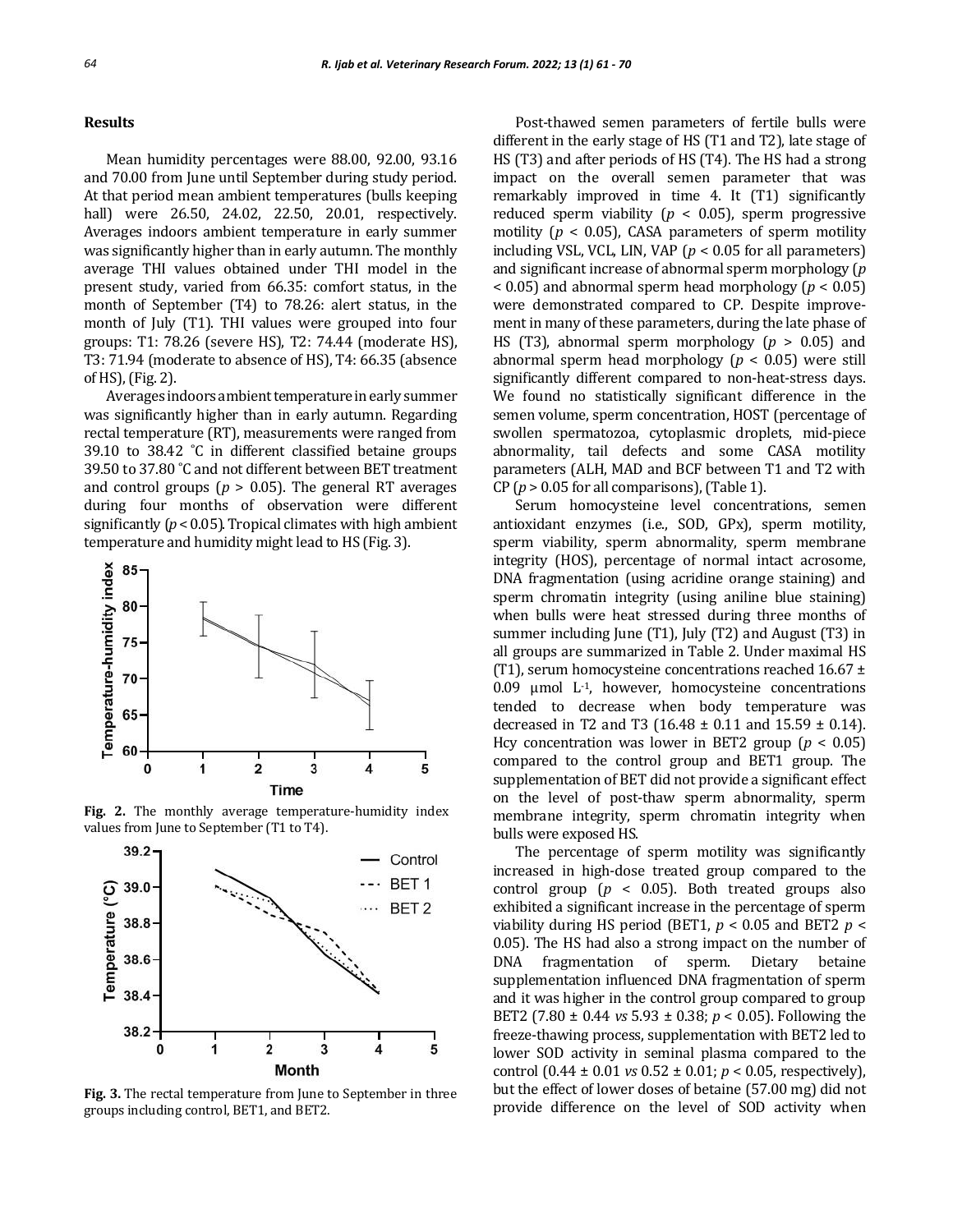## Results

Mean humidity percentages were 88.00, 92.00, 93.16 and 70.00 from June until September during study period. At that period mean ambient temperatures (bulls keeping hall) were 26.50, 24.02, 22.50, 20.01, respectively. Averages indoors ambient temperature in early summer was significantly higher than in early autumn. The monthly average THI values obtained under THI model in the present study, varied from 66.35: comfort status, in the month of September (T4) to 78.26: alert status, in the month of July (T1). THI values were grouped into four groups: T1: 78.26 (severe HS), T2: 74.44 (moderate HS), T3: 71.94 (moderate to absence of HS), T4: 66.35 (absence of HS), (Fig. 2).

Averages indoors ambient temperature in early summer was significantly higher than in early autumn. Regarding rectal temperature (RT), measurements were ranged from 39.10 to 38.42 ˚C in different classified betaine groups 39.50 to 37.80 ˚C and not different between BET treatment and control groups ($p > 0.05$). The general RT averages during four months of observation were different significantly ($p < 0.05$). Tropical climates with high ambient temperature and humidity might lead to HS (Fig. 3).

**Fig. 2.** The monthly average temperature-humidity index values from June to September (T1 to T4).

**Fig. 3.** The rectal temperature from June to September in three groups including control, BET1, and BET2.

Post-thawed semen parameters of fertile bulls were different in the early stage of HS (T1 and T2), late stage of HS (T3) and after periods of HS (T4). The HS had a strong impact on the overall semen parameter that was remarkably improved in time 4. It (T1) significantly reduced sperm viability ($p < 0.05$), sperm progressive motility ($p < 0.05$), CASA parameters of sperm motility including VSL, VCL, LIN, VAP ($p < 0.05$ for all parameters) and significant increase of abnormal sperm morphology ($p < 0.05$) and abnormal sperm head morphology ($p < 0.05$) were demonstrated compared to CP. Despite improvement in many of these parameters, during the late phase of HS (T3), abnormal sperm morphology ($p > 0.05$) and abnormal sperm head morphology ($p < 0.05$) were still significantly different compared to non-heat-stress days. We found no statistically significant difference in the semen volume, sperm concentration, HOST (percentage of swollen spermatozoa, cytoplasmic droplets, mid-piece abnormality, tail defects and some CASA motility parameters (ALH, MAD and BCF between T1 and T2 with CP ($p > 0.05$ for all comparisons), (Table 1).

Serum homocysteine level concentrations, semen antioxidant enzymes (i.e., SOD, GPx), sperm motility, sperm viability, sperm abnormality, sperm membrane integrity (HOS), percentage of normal intact acrosome, DNA fragmentation (using acridine orange staining) and sperm chromatin integrity (using aniline blue staining) when bulls were heat stressed during three months of summer including June (T1), July (T2) and August (T3) in all groups are summarized in Table 2. Under maximal HS (T1), serum homocysteine concentrations reached 16.67 ± 0.09 μmol $L^{-1}$, however, homocysteine concentrations tended to decrease when body temperature was decreased in T2 and T3 (16.48 ± 0.11 and 15.59 ± 0.14). Hcy concentration was lower in BET2 group ($p < 0.05$) compared to the control group and BET1 group. The supplementation of BET did not provide a significant effect on the level of post-thaw sperm abnormality, sperm membrane integrity, sperm chromatin integrity when bulls were exposed HS.

The percentage of sperm motility was significantly increased in high-dose treated group compared to the control group ($p < 0.05$). Both treated groups also exhibited a significant increase in the percentage of sperm viability during HS period (BET1, $p < 0.05$ and BET2 $p < 0.05$). The HS had also a strong impact on the number of DNA fragmentation of sperm. Dietary betaine supplementation influenced DNA fragmentation of sperm and it was higher in the control group compared to group BET2 (7.80 ± 0.44 *vs* 5.93 ± 0.38; $p < 0.05$). Following the freeze-thawing process, supplementation with BET2 led to lower SOD activity in seminal plasma compared to the control (0.44 ± 0.01 *vs* 0.52 ± 0.01; $p < 0.05$, respectively), but the effect of lower doses of betaine (57.00 mg) did not provide difference on the level of SOD activity when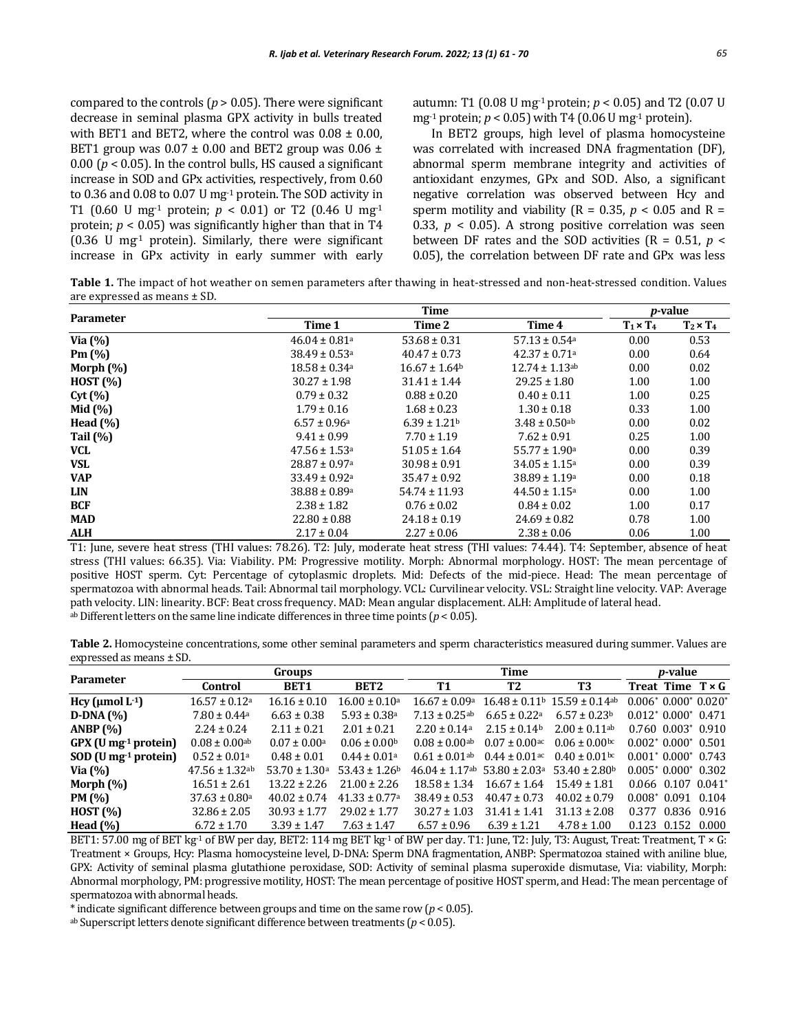compared to the controls ($p > 0.05$). There were significant decrease in seminal plasma GPX activity in bulls treated with BET1 and BET2, where the control was 0.08 ± 0.00, BET1 group was 0.07 ± 0.00 and BET2 group was 0.06 ± 0.00 ($p < 0.05$). In the control bulls, HS caused a significant increase in SOD and GPx activities, respectively, from 0.60 to 0.36 and 0.08 to 0.07 U mg$^{-1}$ protein. The SOD activity in T1 (0.60 U mg$^{-1}$ protein; $p < 0.01$) or T2 (0.46 U mg$^{-1}$ protein; $p < 0.05$) was significantly higher than that in T4 (0.36 U mg$^{-1}$ protein). Similarly, there were significant increase in GPx activity in early summer with early autumn: T1 (0.08 U mg$^{-1}$ protein; $p < 0.05$) and T2 (0.07 U mg$^{-1}$ protein; $p < 0.05$) with T4 (0.06 U mg$^{-1}$ protein).

In BET2 groups, high level of plasma homocysteine was correlated with increased DNA fragmentation (DF), abnormal sperm membrane integrity and activities of antioxidant enzymes, GPx and SOD. Also, a significant negative correlation was observed between Hcy and sperm motility and viability (R = 0.35, $p < 0.05$ and R = 0.33, $p < 0.05$). A strong positive correlation was seen between DF rates and the SOD activities (R = 0.51, $p < 0.05$), the correlation between DF rate and GPx was less

**Table 1.** The impact of hot weather on semen parameters after thawing in heat-stressed and non-heat-stressed condition. Values are expressed as means ± SD.

| Parameter | Time | | | *p*-value | |
|---|---|---|---|---|---|
| | Time 1 | Time 2 | Time 4 | $T_1 \times T_4$ | $T_2 \times T_4$ |
| **Via (%)** | 46.04 ± 0.81$^a$ | 53.68 ± 0.31 | 57.13 ± 0.54$^a$ | 0.00 | 0.53 |
| **Pm (%)** | 38.49 ± 0.53$^a$ | 40.47 ± 0.73 | 42.37 ± 0.71$^a$ | 0.00 | 0.64 |
| **Morph (%)** | 18.58 ± 0.34$^a$ | 16.67 ± 1.64$^b$ | 12.74 ± 1.13$^{ab}$ | 0.00 | 0.02 |
| **HOST (%)** | 30.27 ± 1.98 | 31.41 ± 1.44 | 29.25 ± 1.80 | 1.00 | 1.00 |
| **Cyt (%)** | 0.79 ± 0.32 | 0.88 ± 0.20 | 0.40 ± 0.11 | 1.00 | 0.25 |
| **Mid (%)** | 1.79 ± 0.16 | 1.68 ± 0.23 | 1.30 ± 0.18 | 0.33 | 1.00 |
| **Head (%)** | 6.57 ± 0.96$^a$ | 6.39 ± 1.21$^b$ | 3.48 ± 0.50$^{ab}$ | 0.00 | 0.02 |
| **Tail (%)** | 9.41 ± 0.99 | 7.70 ± 1.19 | 7.62 ± 0.91 | 0.25 | 1.00 |
| **VCL** | 47.56 ± 1.53$^a$ | 51.05 ± 1.64 | 55.77 ± 1.90$^a$ | 0.00 | 0.39 |
| **VSL** | 28.87 ± 0.97$^a$ | 30.98 ± 0.91 | 34.05 ± 1.15$^a$ | 0.00 | 0.39 |
| **VAP** | 33.49 ± 0.92$^a$ | 35.47 ± 0.92 | 38.89 ± 1.19$^a$ | 0.00 | 0.18 |
| **LIN** | 38.88 ± 0.89$^a$ | 54.74 ± 11.93 | 44.50 ± 1.15$^a$ | 0.00 | 1.00 |
| **BCF** | 2.38 ± 1.82 | 0.76 ± 0.02 | 0.84 ± 0.02 | 1.00 | 0.17 |
| **MAD** | 22.80 ± 0.88 | 24.18 ± 0.19 | 24.69 ± 0.82 | 0.78 | 1.00 |
| **ALH** | 2.17 ± 0.04 | 2.27 ± 0.06 | 2.38 ± 0.06 | 0.06 | 1.00 |

T1: June, severe heat stress (THI values: 78.26). T2: July, moderate heat stress (THI values: 74.44). T4: September, absence of heat stress (THI values: 66.35). Via: Viability. PM: Progressive motility. Morph: Abnormal morphology. HOST: The mean percentage of positive HOST sperm. Cyt: Percentage of cytoplasmic droplets. Mid: Defects of the mid-piece. Head: The mean percentage of spermatozoa with abnormal heads. Tail: Abnormal tail morphology. VCL: Curvilinear velocity. VSL: Straight line velocity. VAP: Average path velocity. LIN: linearity. BCF: Beat cross frequency. MAD: Mean angular displacement. ALH: Amplitude of lateral head.
$^{ab}$ Different letters on the same line indicate differences in three time points ($p < 0.05$).

**Table 2.** Homocysteine concentrations, some other seminal parameters and sperm characteristics measured during summer. Values are expressed as means ± SD.

| Parameter | Groups | | | Time | | | *p*-value | | |
|---|---|---|---|---|---|---|---|---|---|
| | Control | BET1 | BET2 | T1 | T2 | T3 | Treat | Time | T × G |
| **Hcy (μmol L$^{-1}$)** | 16.57 ± 0.12$^a$ | 16.16 ± 0.10 | 16.00 ± 0.10$^a$ | 16.67 ± 0.09$^a$ | 16.48 ± 0.11$^b$ | 15.59 ± 0.14$^{ab}$ | 0.006* | 0.000* | 0.020* |
| **D-DNA (%)** | 7.80 ± 0.44$^a$ | 6.63 ± 0.38 | 5.93 ± 0.38$^a$ | 7.13 ± 0.25$^{ab}$ | 6.65 ± 0.22$^a$ | 6.57 ± 0.23$^b$ | 0.012* | 0.000* | 0.471 |
| **ANBP (%)** | 2.24 ± 0.24 | 2.11 ± 0.21 | 2.01 ± 0.21 | 2.20 ± 0.14$^a$ | 2.15 ± 0.14$^b$ | 2.00 ± 0.11$^{ab}$ | 0.760 | 0.003* | 0.910 |
| **GPX (U mg$^{-1}$ protein)** | 0.08 ± 0.00$^{ab}$ | 0.07 ± 0.00$^a$ | 0.06 ± 0.00$^b$ | 0.08 ± 0.00$^{ab}$ | 0.07 ± 0.00$^{ac}$ | 0.06 ± 0.00$^{bc}$ | 0.002* | 0.000* | 0.501 |
| **SOD (U mg$^{-1}$ protein)** | 0.52 ± 0.01$^a$ | 0.48 ± 0.01 | 0.44 ± 0.01$^a$ | 0.61 ± 0.01$^{ab}$ | 0.44 ± 0.01$^{ac}$ | 0.40 ± 0.01$^{bc}$ | 0.001* | 0.000* | 0.743 |
| **Via (%)** | 47.56 ± 1.32$^{ab}$ | 53.70 ± 1.30$^a$ | 53.43 ± 1.26$^b$ | 46.04 ± 1.17$^{ab}$ | 53.80 ± 2.03$^a$ | 53.40 ± 2.80$^b$ | 0.005* | 0.000* | 0.302 |
| **Morph (%)** | 16.51 ± 2.61 | 13.22 ± 2.26 | 21.00 ± 2.26 | 18.58 ± 1.34 | 16.67 ± 1.64 | 15.49 ± 1.81 | 0.066 | 0.107 | 0.041* |
| **PM (%)** | 37.63 ± 0.80$^a$ | 40.02 ± 0.74 | 41.33 ± 0.77$^a$ | 38.49 ± 0.53 | 40.47 ± 0.73 | 40.02 ± 0.79 | 0.008* | 0.091 | 0.104 |
| **HOST (%)** | 32.86 ± 2.05 | 30.93 ± 1.77 | 29.02 ± 1.77 | 30.27 ± 1.03 | 31.41 ± 1.41 | 31.13 ± 2.08 | 0.377 | 0.836 | 0.916 |
| **Head (%)** | 6.72 ± 1.70 | 3.39 ± 1.47 | 7.63 ± 1.47 | 6.57 ± 0.96 | 6.39 ± 1.21 | 4.78 ± 1.00 | 0.123 | 0.152 | 0.000 |

BET1: 57.00 mg of BET kg$^{-1}$ of BW per day, BET2: 114 mg BET kg$^{-1}$ of BW per day. T1: June, T2: July, T3: August, Treat: Treatment, T × G: Treatment × Groups, Hcy: Plasma homocysteine level, D-DNA: Sperm DNA fragmentation, ANBP: Spermatozoa stained with aniline blue, GPX: Activity of seminal plasma glutathione peroxidase, SOD: Activity of seminal plasma superoxide dismutase, Via: viability, Morph: Abnormal morphology, PM: progressive motility, HOST: The mean percentage of positive HOST sperm, and Head: The mean percentage of spermatozoa with abnormal heads.
\* indicate significant difference between groups and time on the same row ($p < 0.05$).
$^{ab}$ Superscript letters denote significant difference between treatments ($p < 0.05$).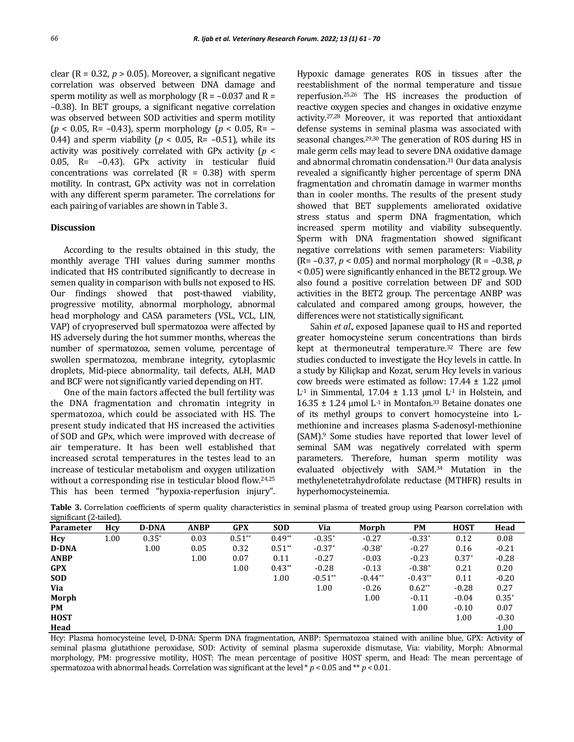clear (R = 0.32, $p > 0.05$). Moreover, a significant negative correlation was observed between DNA damage and sperm motility as well as morphology (R = –0.037 and R = –0.38). In BET groups, a significant negative correlation was observed between SOD activities and sperm motility ($p < 0.05$, R= –0.43), sperm morphology ($p < 0.05$, R= –0.44) and sperm viability ($p < 0.05$, R= –0.51), while its activity was positively correlated with GPx activity ($p < 0.05$, R= –0.43). GPx activity in testicular fluid concentrations was correlated (R = 0.38) with sperm motility. In contrast, GPx activity was not in correlation with any different sperm parameter. The correlations for each pairing of variables are shown in Table 3.

## Discussion

According to the results obtained in this study, the monthly average THI values during summer months indicated that HS contributed significantly to decrease in semen quality in comparison with bulls not exposed to HS. Our findings showed that post-thawed viability, progressive motility, abnormal morphology, abnormal head morphology and CASA parameters (VSL, VCL, LIN, VAP) of cryopreserved bull spermatozoa were affected by HS adversely during the hot summer months, whereas the number of spermatozoa, semen volume, percentage of swollen spermatozoa, membrane integrity, cytoplasmic droplets, Mid-piece abnormality, tail defects, ALH, MAD and BCF were not significantly varied depending on HT.

One of the main factors affected the bull fertility was the DNA fragmentation and chromatin integrity in spermatozoa, which could be associated with HS. The present study indicated that HS increased the activities of SOD and GPx, which were improved with decrease of air temperature. It has been well established that increased scrotal temperatures in the testes lead to an increase of testicular metabolism and oxygen utilization without a corresponding rise in testicular blood flow.[24,25] This has been termed "hypoxia-reperfusion injury". Hypoxic damage generates ROS in tissues after the reestablishment of the normal temperature and tissue reperfusion.[25,26] The HS increases the production of reactive oxygen species and changes in oxidative enzyme activity.[27,28] Moreover, it was reported that antioxidant defense systems in seminal plasma was associated with seasonal changes.[29,30] The generation of ROS during HS in male germ cells may lead to severe DNA oxidative damage and abnormal chromatin condensation.[31] Our data analysis revealed a significantly higher percentage of sperm DNA fragmentation and chromatin damage in warmer months than in cooler months. The results of the present study showed that BET supplements ameliorated oxidative stress status and sperm DNA fragmentation, which increased sperm motility and viability subsequently. Sperm with DNA fragmentation showed significant negative correlations with semen parameters: Viability (R= –0.37, $p < 0.05$) and normal morphology (R = –0.38, $p < 0.05$) were significantly enhanced in the BET2 group. We also found a positive correlation between DF and SOD activities in the BET2 group. The percentage ANBP was calculated and compared among groups, however, the differences were not statistically significant.

Sahin *et al*., exposed Japanese quail to HS and reported greater homocysteine serum concentrations than birds kept at thermoneutral temperature.[32] There are few studies conducted to investigate the Hcy levels in cattle. In a study by Kiliçkap and Kozat, serum Hcy levels in various cow breeds were estimated as follow: 17.44 ± 1.22 µmol $L^{-1}$ in Simmental, 17.04 ± 1.13 µmol $L^{-1}$ in Holstein, and 16.35 ± 1.24 µmol $L^{-1}$ in Montafon.[33] Betaine donates one of its methyl groups to convert homocysteine into L-methionine and increases plasma S-adenosyl-methionine (SAM).[9] Some studies have reported that lower level of seminal SAM was negatively correlated with sperm parameters. Therefore, human sperm motility was evaluated objectively with SAM.[34] Mutation in the methylenetetrahydrofolate reductase (MTHFR) results in hyperhomocysteinemia.

**Table 3.** Correlation coefficients of sperm quality characteristics in seminal plasma of treated group using Pearson correlation with significant (2-tailed).

| Parameter | Hcy | D-DNA | ANBP | GPX | SOD | Via | Morph | PM | HOST | Head |
|---|---|---|---|---|---|---|---|---|---|---|
| **Hcy** | 1.00 | 0.35* | 0.03 | 0.51** | 0.49** | -0.35* | -0.27 | -0.33* | 0.12 | 0.08 |
| **D-DNA** | | 1.00 | 0.05 | 0.32 | 0.51** | -0.37* | -0.38* | -0.27 | 0.16 | -0.21 |
| **ANBP** | | | 1.00 | 0.07 | 0.11 | -0.27 | -0.03 | -0.23 | 0.37* | -0.28 |
| **GPX** | | | | 1.00 | 0.43** | -0.28 | -0.13 | -0.38* | 0.21 | 0.20 |
| **SOD** | | | | | 1.00 | -0.51** | -0.44** | -0.43** | 0.11 | -0.20 |
| **Via** | | | | | | 1.00 | -0.26 | 0.62** | -0.28 | 0.27 |
| **Morph** | | | | | | | 1.00 | -0.11 | -0.04 | 0.35* |
| **PM** | | | | | | | | 1.00 | -0.10 | 0.07 |
| **HOST** | | | | | | | | | 1.00 | -0.30 |
| **Head** | | | | | | | | | | 1.00 |

Hcy: Plasma homocysteine level, D-DNA: Sperm DNA fragmentation, ANBP: Spermatozoa stained with aniline blue, GPX: Activity of seminal plasma glutathione peroxidase, SOD: Activity of seminal plasma superoxide dismutase, Via: viability, Morph: Abnormal morphology, PM: progressive motility, HOST: The mean percentage of positive HOST sperm, and Head: The mean percentage of spermatozoa with abnormal heads. Correlation was significant at the level * $p < 0.05$ and ** $p < 0.01$.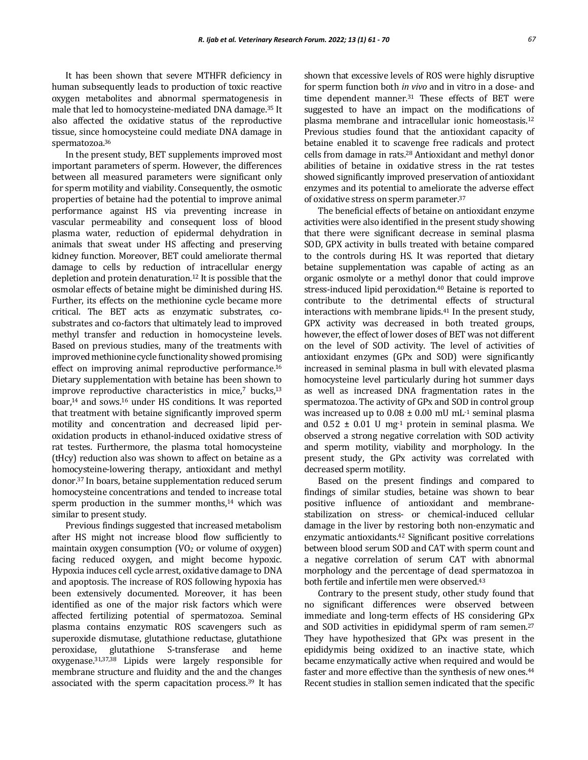It has been shown that severe MTHFR deficiency in human subsequently leads to production of toxic reactive oxygen metabolites and abnormal spermatogenesis in male that led to homocysteine-mediated DNA damage.[35] It also affected the oxidative status of the reproductive tissue, since homocysteine could mediate DNA damage in spermatozoa.[36]

In the present study, BET supplements improved most important parameters of sperm. However, the differences between all measured parameters were significant only for sperm motility and viability. Consequently, the osmotic properties of betaine had the potential to improve animal performance against HS via preventing increase in vascular permeability and consequent loss of blood plasma water, reduction of epidermal dehydration in animals that sweat under HS affecting and preserving kidney function. Moreover, BET could ameliorate thermal damage to cells by reduction of intracellular energy depletion and protein denaturation.[12] It is possible that the osmolar effects of betaine might be diminished during HS. Further, its effects on the methionine cycle became more critical. The BET acts as enzymatic substrates, co-substrates and co-factors that ultimately lead to improved methyl transfer and reduction in homocysteine levels. Based on previous studies, many of the treatments with improved methionine cycle functionality showed promising effect on improving animal reproductive performance.[16] Dietary supplementation with betaine has been shown to improve reproductive characteristics in mice,[7] bucks,[13] boar,[14] and sows.[16] under HS conditions. It was reported that treatment with betaine significantly improved sperm motility and concentration and decreased lipid per-oxidation products in ethanol-induced oxidative stress of rat testes. Furthermore, the plasma total homocysteine (tHcy) reduction also was shown to affect on betaine as a homocysteine-lowering therapy, antioxidant and methyl donor.[37] In boars, betaine supplementation reduced serum homocysteine concentrations and tended to increase total sperm production in the summer months,[14] which was similar to present study.

Previous findings suggested that increased metabolism after HS might not increase blood flow sufficiently to maintain oxygen consumption ($VO_2$ or volume of oxygen) facing reduced oxygen, and might become hypoxic. Hypoxia induces cell cycle arrest, oxidative damage to DNA and apoptosis. The increase of ROS following hypoxia has been extensively documented. Moreover, it has been identified as one of the major risk factors which were affected fertilizing potential of spermatozoa. Seminal plasma contains enzymatic ROS scavengers such as superoxide dismutase, glutathione reductase, glutathione peroxidase, glutathione S-transferase and heme oxygenase.[31,37,38] Lipids were largely responsible for membrane structure and fluidity and the and the changes associated with the sperm capacitation process.[39] It has shown that excessive levels of ROS were highly disruptive for sperm function both *in vivo* and in vitro in a dose- and time dependent manner.[31] These effects of BET were suggested to have an impact on the modifications of plasma membrane and intracellular ionic homeostasis.[12] Previous studies found that the antioxidant capacity of betaine enabled it to scavenge free radicals and protect cells from damage in rats.[28] Antioxidant and methyl donor abilities of betaine in oxidative stress in the rat testes showed significantly improved preservation of antioxidant enzymes and its potential to ameliorate the adverse effect of oxidative stress on sperm parameter.[37]

The beneficial effects of betaine on antioxidant enzyme activities were also identified in the present study showing that there were significant decrease in seminal plasma SOD, GPX activity in bulls treated with betaine compared to the controls during HS. It was reported that dietary betaine supplementation was capable of acting as an organic osmolyte or a methyl donor that could improve stress-induced lipid peroxidation.[40] Betaine is reported to contribute to the detrimental effects of structural interactions with membrane lipids.[41] In the present study, GPX activity was decreased in both treated groups, however, the effect of lower doses of BET was not different on the level of SOD activity. The level of activities of antioxidant enzymes (GPx and SOD) were significantly increased in seminal plasma in bull with elevated plasma homocysteine level particularly during hot summer days as well as increased DNA fragmentation rates in the spermatozoa. The activity of GPx and SOD in control group was increased up to $0.08 \pm 0.00$ mU mL$^{-1}$ seminal plasma and $0.52 \pm 0.01$ U mg$^{-1}$ protein in seminal plasma. We observed a strong negative correlation with SOD activity and sperm motility, viability and morphology. In the present study, the GPx activity was correlated with decreased sperm motility.

Based on the present findings and compared to findings of similar studies, betaine was shown to bear positive influence of antioxidant and membrane-stabilization on stress- or chemical-induced cellular damage in the liver by restoring both non-enzymatic and enzymatic antioxidants.[42] Significant positive correlations between blood serum SOD and CAT with sperm count and a negative correlation of serum CAT with abnormal morphology and the percentage of dead spermatozoa in both fertile and infertile men were observed.[43]

Contrary to the present study, other study found that no significant differences were observed between immediate and long-term effects of HS considering GPx and SOD activities in epididymal sperm of ram semen.[27] They have hypothesized that GPx was present in the epididymis being oxidized to an inactive state, which became enzymatically active when required and would be faster and more effective than the synthesis of new ones.[44] Recent studies in stallion semen indicated that the specific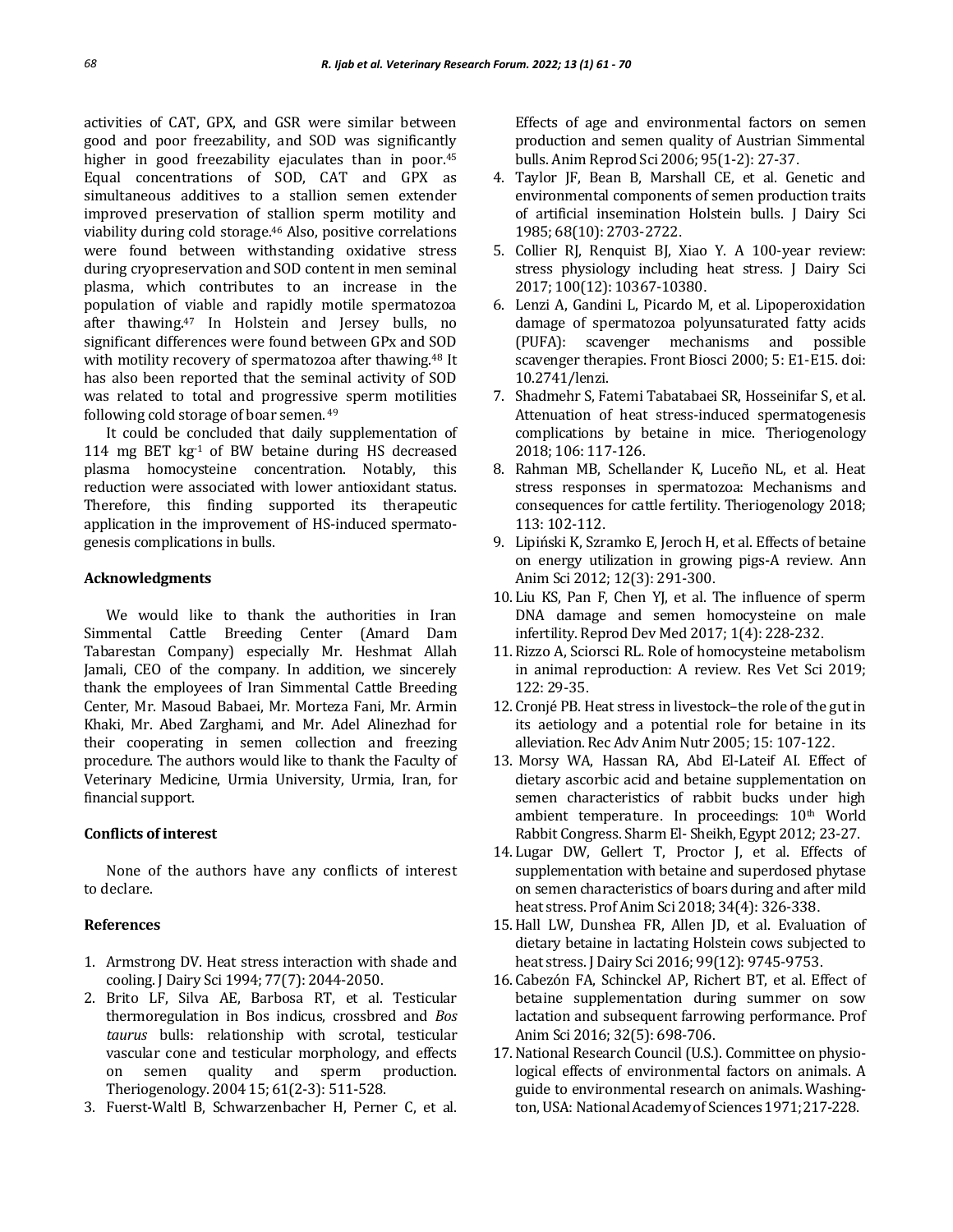activities of CAT, GPX, and GSR were similar between good and poor freezability, and SOD was significantly higher in good freezability ejaculates than in poor.[45] Equal concentrations of SOD, CAT and GPX as simultaneous additives to a stallion semen extender improved preservation of stallion sperm motility and viability during cold storage.[46] Also, positive correlations were found between withstanding oxidative stress during cryopreservation and SOD content in men seminal plasma, which contributes to an increase in the population of viable and rapidly motile spermatozoa after thawing.[47] In Holstein and Jersey bulls, no significant differences were found between GPx and SOD with motility recovery of spermatozoa after thawing.[48] It has also been reported that the seminal activity of SOD was related to total and progressive sperm motilities following cold storage of boar semen.[49]

It could be concluded that daily supplementation of 114 mg BET $kg^{-1}$ of BW betaine during HS decreased plasma homocysteine concentration. Notably, this reduction were associated with lower antioxidant status. Therefore, this finding supported its therapeutic application in the improvement of HS-induced spermatogenesis complications in bulls.

### Acknowledgments

We would like to thank the authorities in Iran Simmental Cattle Breeding Center (Amard Dam Tabarestan Company) especially Mr. Heshmat Allah Jamali, CEO of the company. In addition, we sincerely thank the employees of Iran Simmental Cattle Breeding Center, Mr. Masoud Babaei, Mr. Morteza Fani, Mr. Armin Khaki, Mr. Abed Zarghami, and Mr. Adel Alinezhad for their cooperating in semen collection and freezing procedure. The authors would like to thank the Faculty of Veterinary Medicine, Urmia University, Urmia, Iran, for financial support.

### Conflicts of interest

None of the authors have any conflicts of interest to declare.

### References

1. Armstrong DV. Heat stress interaction with shade and cooling. J Dairy Sci 1994; 77(7): 2044-2050.
2. Brito LF, Silva AE, Barbosa RT, et al. Testicular thermoregulation in Bos indicus, crossbred and *Bos taurus* bulls: relationship with scrotal, testicular vascular cone and testicular morphology, and effects on semen quality and sperm production. Theriogenology. 2004 15; 61(2-3): 511-528.
3. Fuerst-Waltl B, Schwarzenbacher H, Perner C, et al. Effects of age and environmental factors on semen production and semen quality of Austrian Simmental bulls. Anim Reprod Sci 2006; 95(1-2): 27-37.
4. Taylor JF, Bean B, Marshall CE, et al. Genetic and environmental components of semen production traits of artificial insemination Holstein bulls. J Dairy Sci 1985; 68(10): 2703-2722.
5. Collier RJ, Renquist BJ, Xiao Y. A 100-year review: stress physiology including heat stress. J Dairy Sci 2017; 100(12): 10367-10380.
6. Lenzi A, Gandini L, Picardo M, et al. Lipoperoxidation damage of spermatozoa polyunsaturated fatty acids (PUFA): scavenger mechanisms and possible scavenger therapies. Front Biosci 2000; 5: E1-E15. doi: 10.2741/lenzi.
7. Shadmehr S, Fatemi Tabatabaei SR, Hosseinifar S, et al. Attenuation of heat stress-induced spermatogenesis complications by betaine in mice. Theriogenology 2018; 106: 117-126.
8. Rahman MB, Schellander K, Luceño NL, et al. Heat stress responses in spermatozoa: Mechanisms and consequences for cattle fertility. Theriogenology 2018; 113: 102-112.
9. Lipiński K, Szramko E, Jeroch H, et al. Effects of betaine on energy utilization in growing pigs-A review. Ann Anim Sci 2012; 12(3): 291-300.
10. Liu KS, Pan F, Chen YJ, et al. The influence of sperm DNA damage and semen homocysteine on male infertility. Reprod Dev Med 2017; 1(4): 228-232.
11. Rizzo A, Sciorsci RL. Role of homocysteine metabolism in animal reproduction: A review. Res Vet Sci 2019; 122: 29-35.
12. Cronjé PB. Heat stress in livestock–the role of the gut in its aetiology and a potential role for betaine in its alleviation. Rec Adv Anim Nutr 2005; 15: 107-122.
13. Morsy WA, Hassan RA, Abd El-Lateif AI. Effect of dietary ascorbic acid and betaine supplementation on semen characteristics of rabbit bucks under high ambient temperature. In proceedings: 10th World Rabbit Congress. Sharm El- Sheikh, Egypt 2012; 23-27.
14. Lugar DW, Gellert T, Proctor J, et al. Effects of supplementation with betaine and superdosed phytase on semen characteristics of boars during and after mild heat stress. Prof Anim Sci 2018; 34(4): 326-338.
15. Hall LW, Dunshea FR, Allen JD, et al. Evaluation of dietary betaine in lactating Holstein cows subjected to heat stress. J Dairy Sci 2016; 99(12): 9745-9753.
16. Cabezón FA, Schinckel AP, Richert BT, et al. Effect of betaine supplementation during summer on sow lactation and subsequent farrowing performance. Prof Anim Sci 2016; 32(5): 698-706.
17. National Research Council (U.S.). Committee on physiological effects of environmental factors on animals. A guide to environmental research on animals. Washington, USA: National Academy of Sciences 1971; 217-228.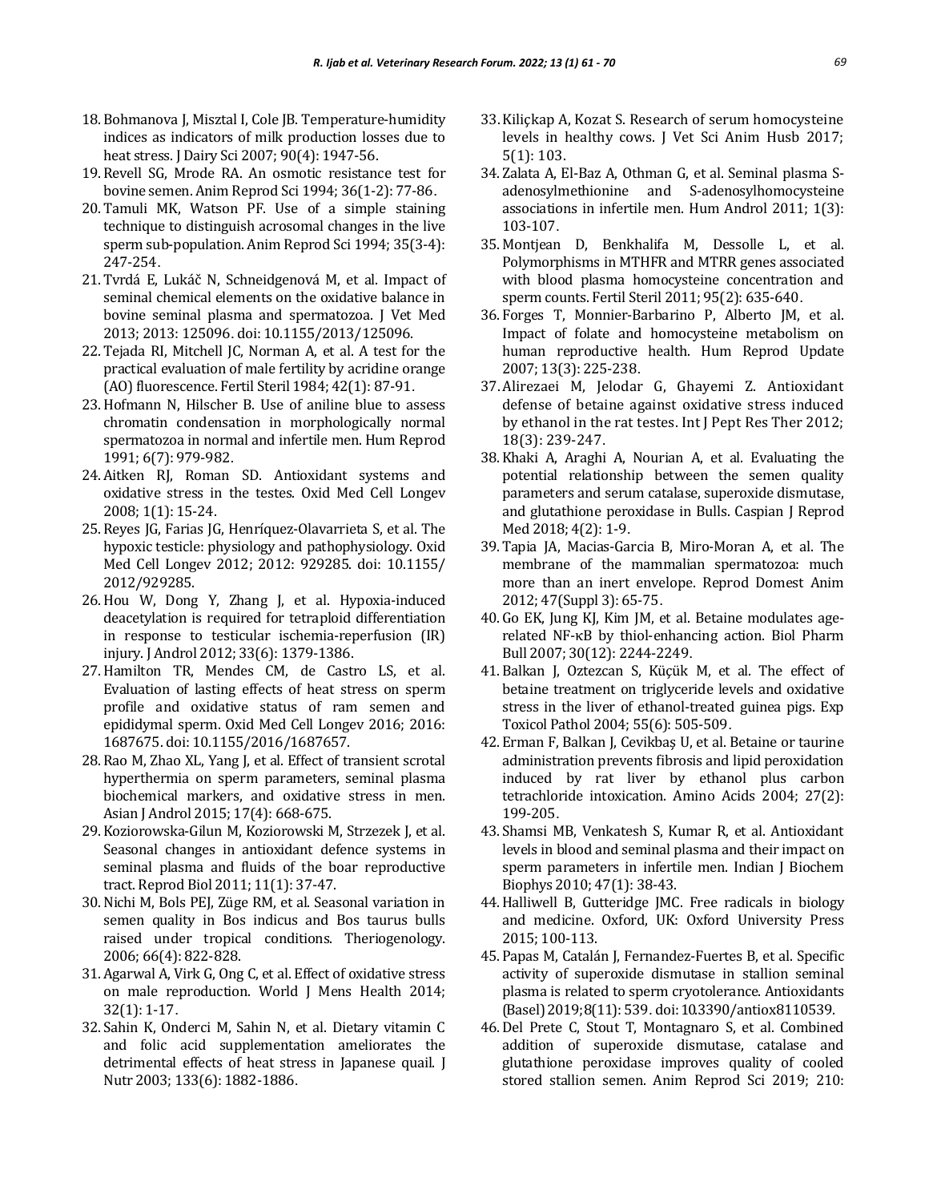18. Bohmanova J, Misztal I, Cole JB. Temperature-humidity indices as indicators of milk production losses due to heat stress. J Dairy Sci 2007; 90(4): 1947-56.
19. Revell SG, Mrode RA. An osmotic resistance test for bovine semen. Anim Reprod Sci 1994; 36(1-2): 77-86.
20. Tamuli MK, Watson PF. Use of a simple staining technique to distinguish acrosomal changes in the live sperm sub-population. Anim Reprod Sci 1994; 35(3-4): 247-254.
21. Tvrdá E, Lukáč N, Schneidgenová M, et al. Impact of seminal chemical elements on the oxidative balance in bovine seminal plasma and spermatozoa. J Vet Med 2013; 2013: 125096. doi: 10.1155/2013/125096.
22. Tejada RI, Mitchell JC, Norman A, et al. A test for the practical evaluation of male fertility by acridine orange (AO) fluorescence. Fertil Steril 1984; 42(1): 87-91.
23. Hofmann N, Hilscher B. Use of aniline blue to assess chromatin condensation in morphologically normal spermatozoa in normal and infertile men. Hum Reprod 1991; 6(7): 979-982.
24. Aitken RJ, Roman SD. Antioxidant systems and oxidative stress in the testes. Oxid Med Cell Longev 2008; 1(1): 15-24.
25. Reyes JG, Farias JG, Henríquez-Olavarrieta S, et al. The hypoxic testicle: physiology and pathophysiology. Oxid Med Cell Longev 2012; 2012: 929285. doi: 10.1155/2012/929285.
26. Hou W, Dong Y, Zhang J, et al. Hypoxia-induced deacetylation is required for tetraploid differentiation in response to testicular ischemia-reperfusion (IR) injury. J Androl 2012; 33(6): 1379-1386.
27. Hamilton TR, Mendes CM, de Castro LS, et al. Evaluation of lasting effects of heat stress on sperm profile and oxidative status of ram semen and epididymal sperm. Oxid Med Cell Longev 2016; 2016: 1687675. doi: 10.1155/2016/1687657.
28. Rao M, Zhao XL, Yang J, et al. Effect of transient scrotal hyperthermia on sperm parameters, seminal plasma biochemical markers, and oxidative stress in men. Asian J Androl 2015; 17(4): 668-675.
29. Koziorowska-Gilun M, Koziorowski M, Strzezek J, et al. Seasonal changes in antioxidant defence systems in seminal plasma and fluids of the boar reproductive tract. Reprod Biol 2011; 11(1): 37-47.
30. Nichi M, Bols PEJ, Züge RM, et al. Seasonal variation in semen quality in Bos indicus and Bos taurus bulls raised under tropical conditions. Theriogenology. 2006; 66(4): 822-828.
31. Agarwal A, Virk G, Ong C, et al. Effect of oxidative stress on male reproduction. World J Mens Health 2014; 32(1): 1-17.
32. Sahin K, Onderci M, Sahin N, et al. Dietary vitamin C and folic acid supplementation ameliorates the detrimental effects of heat stress in Japanese quail. J Nutr 2003; 133(6): 1882-1886.
33. Kiliçkap A, Kozat S. Research of serum homocysteine levels in healthy cows. J Vet Sci Anim Husb 2017; 5(1): 103.
34. Zalata A, El-Baz A, Othman G, et al. Seminal plasma S-adenosylmethionine and S-adenosylhomocysteine associations in infertile men. Hum Androl 2011; 1(3): 103-107.
35. Montjean D, Benkhalifa M, Dessolle L, et al. Polymorphisms in MTHFR and MTRR genes associated with blood plasma homocysteine concentration and sperm counts. Fertil Steril 2011; 95(2): 635-640.
36. Forges T, Monnier-Barbarino P, Alberto JM, et al. Impact of folate and homocysteine metabolism on human reproductive health. Hum Reprod Update 2007; 13(3): 225-238.
37. Alirezaei M, Jelodar G, Ghayemi Z. Antioxidant defense of betaine against oxidative stress induced by ethanol in the rat testes. Int J Pept Res Ther 2012; 18(3): 239-247.
38. Khaki A, Araghi A, Nourian A, et al. Evaluating the potential relationship between the semen quality parameters and serum catalase, superoxide dismutase, and glutathione peroxidase in Bulls. Caspian J Reprod Med 2018; 4(2): 1-9.
39. Tapia JA, Macias-Garcia B, Miro-Moran A, et al. The membrane of the mammalian spermatozoa: much more than an inert envelope. Reprod Domest Anim 2012; 47(Suppl 3): 65-75.
40. Go EK, Jung KJ, Kim JM, et al. Betaine modulates age-related NF-κB by thiol-enhancing action. Biol Pharm Bull 2007; 30(12): 2244-2249.
41. Balkan J, Oztezcan S, Küçük M, et al. The effect of betaine treatment on triglyceride levels and oxidative stress in the liver of ethanol-treated guinea pigs. Exp Toxicol Pathol 2004; 55(6): 505-509.
42. Erman F, Balkan J, Cevikbaş U, et al. Betaine or taurine administration prevents fibrosis and lipid peroxidation induced by rat liver by ethanol plus carbon tetrachloride intoxication. Amino Acids 2004; 27(2): 199-205.
43. Shamsi MB, Venkatesh S, Kumar R, et al. Antioxidant levels in blood and seminal plasma and their impact on sperm parameters in infertile men. Indian J Biochem Biophys 2010; 47(1): 38-43.
44. Halliwell B, Gutteridge JMC. Free radicals in biology and medicine. Oxford, UK: Oxford University Press 2015; 100-113.
45. Papas M, Catalán J, Fernandez-Fuertes B, et al. Specific activity of superoxide dismutase in stallion seminal plasma is related to sperm cryotolerance. Antioxidants (Basel) 2019; 8(11): 539. doi: 10.3390/antiox8110539.
46. Del Prete C, Stout T, Montagnaro S, et al. Combined addition of superoxide dismutase, catalase and glutathione peroxidase improves quality of cooled stored stallion semen. Anim Reprod Sci 2019; 210: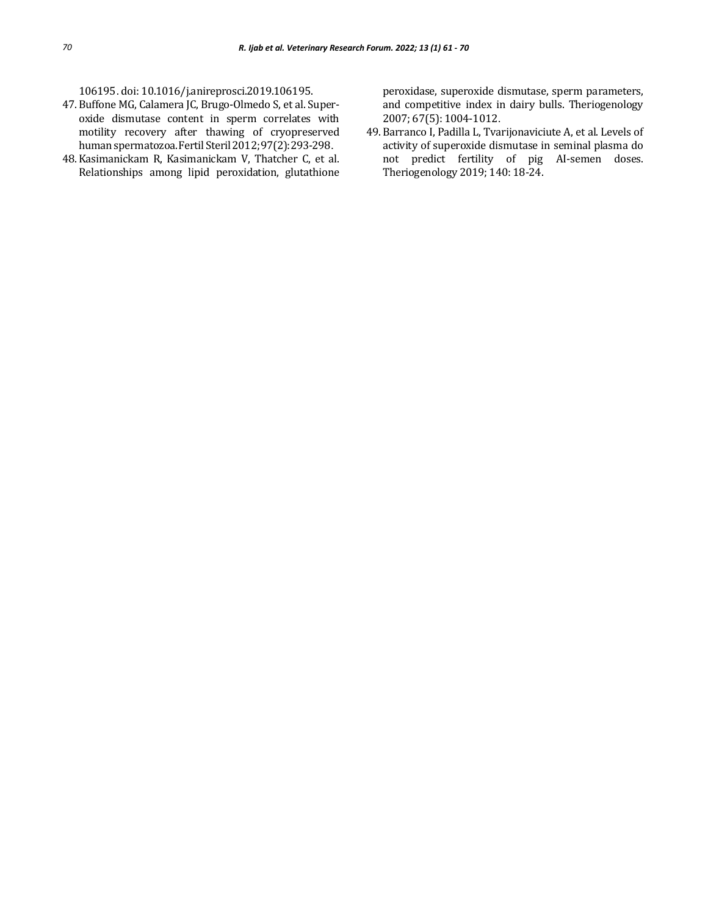106195. doi: 10.1016/j.anireprosci.2019.106195.

47. Buffone MG, Calamera JC, Brugo-Olmedo S, et al. Superoxide dismutase content in sperm correlates with motility recovery after thawing of cryopreserved human spermatozoa. Fertil Steril 2012; 97(2): 293-298.
48. Kasimanickam R, Kasimanickam V, Thatcher C, et al. Relationships among lipid peroxidation, glutathione peroxidase, superoxide dismutase, sperm parameters, and competitive index in dairy bulls. Theriogenology 2007; 67(5): 1004-1012.
49. Barranco I, Padilla L, Tvarijonaviciute A, et al. Levels of activity of superoxide dismutase in seminal plasma do not predict fertility of pig AI-semen doses. Theriogenology 2019; 140: 18-24.